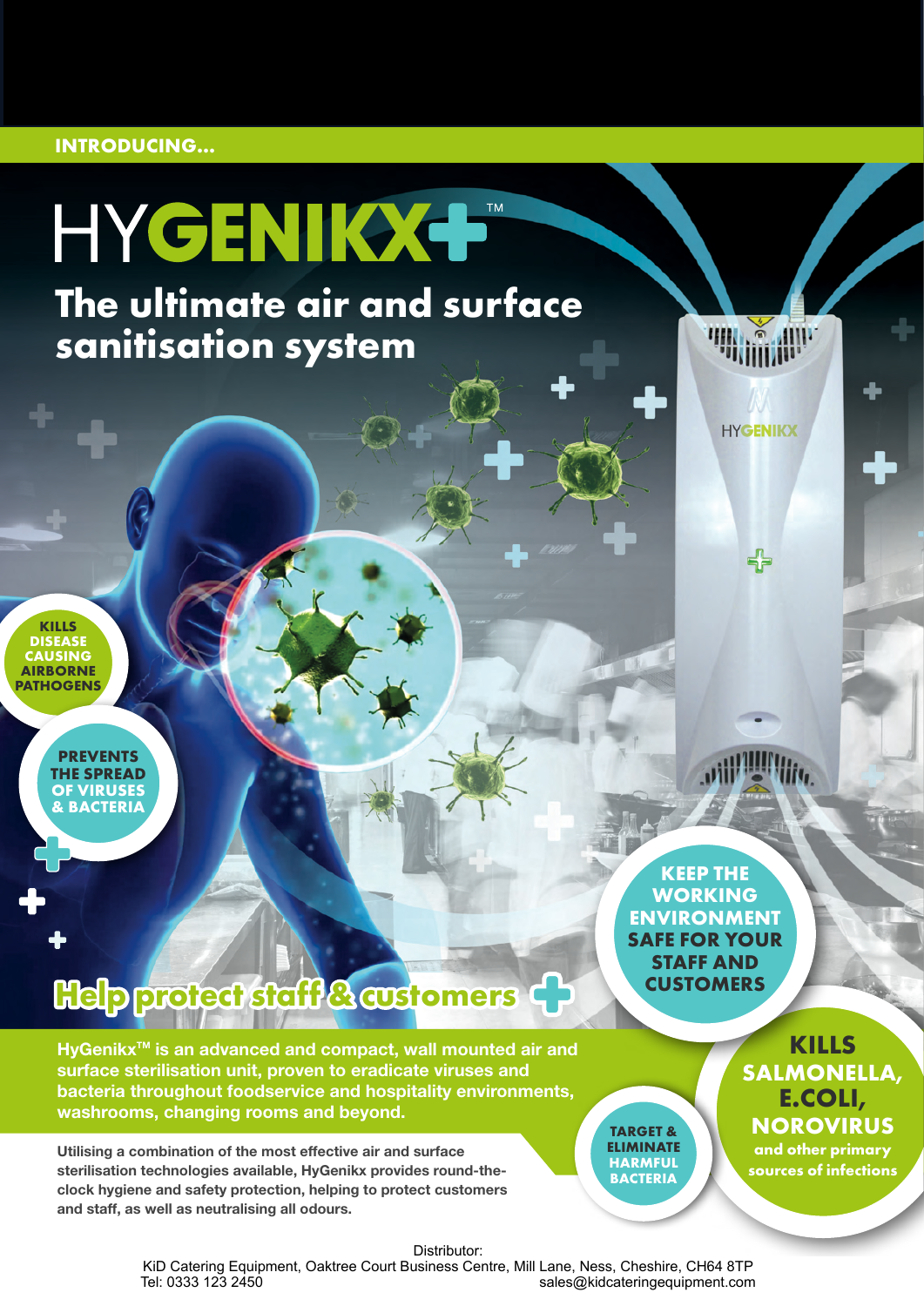INTRODUCING...

# HYGENIKX+™

## The ultimate air and surface sanitisation system

**KILLS DISEASE CAUSING AIRBORNE PATHOGENS**

**PREVENTS THE SPREAD OF VIRUSES & BACTERIA**

**KEEP THE WORKING ENVIRONMENT SAFE FOR YOUR STAFF AND CUSTOMERS**

## Help protect staff & customers

**HyGenikx™ is an advanced and compact, wall mounted air and surface sterilisation unit, proven to eradicate viruses and bacteria throughout foodservice and hospitality environments, washrooms, changing rooms and beyond.**

Utilising a combination of the most effective air and surface sterilisation technologies available, HyGenikx provides round-the-clock hygiene and safety protection, helping to protect customers and staff, as well as neutralising all odours.

**TARGET & ELIMINATE HARMFUL BACTERIA**

**KILLS SALMONELLA, E.COLI, NOROVIRUS** and other primary sources of infections

Distributor:
KiD Catering Equipment, Oaktree Court Business Centre, Mill Lane, Ness, Cheshire, CH64 8TP
Tel: 0333 123 2450 sales@kidcateringequipment.com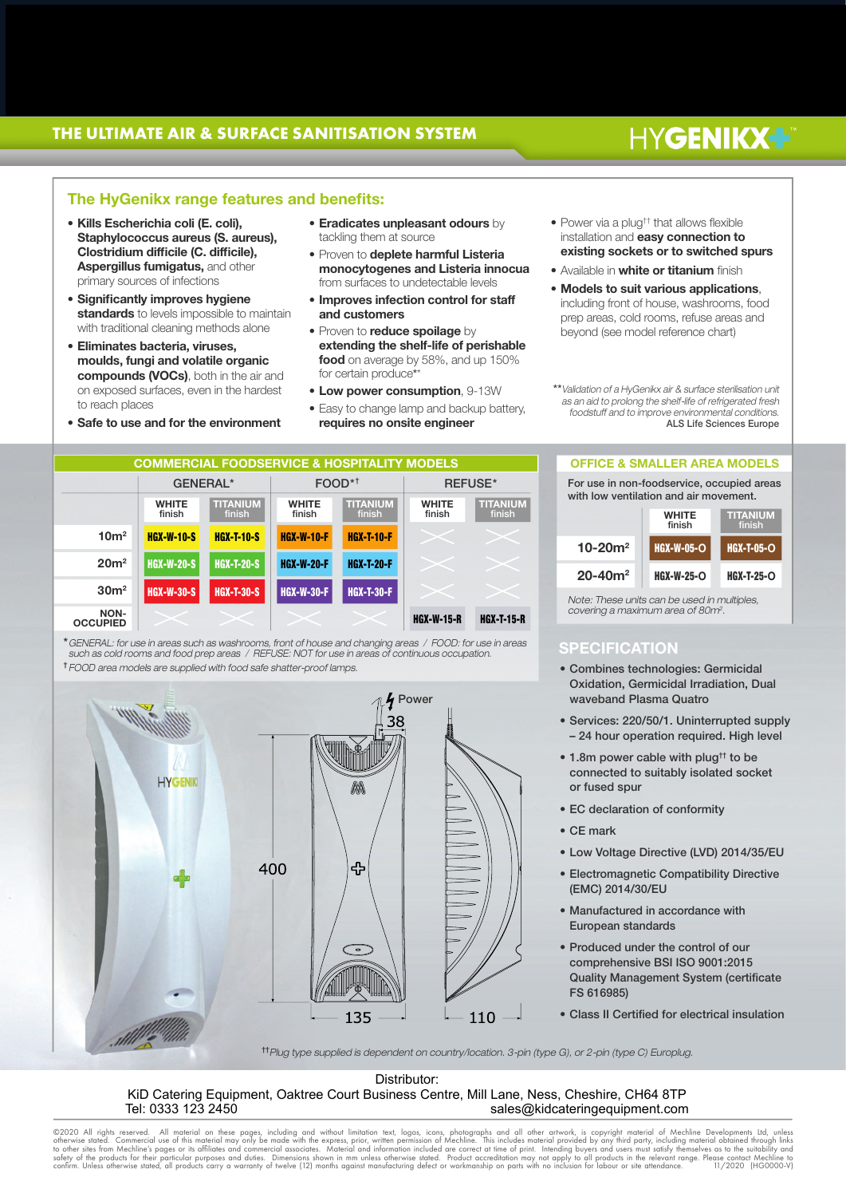## THE ULTIMATE AIR & SURFACE SANITISATION SYSTEM

HYGENIKX

### The HyGenikx range features and benefits:

- **Kills Escherichia coli (E. coli), Staphylococcus aureus (S. aureus), Clostridium difficile (C. difficile), Aspergillus fumigatus,** and other primary sources of infections
- **Significantly improves hygiene standards** to levels impossible to maintain with traditional cleaning methods alone
- **Eliminates bacteria, viruses, moulds, fungi and volatile organic compounds (VOCs)**, both in the air and on exposed surfaces, even in the hardest to reach places
- **Safe to use and for the environment**
- **Eradicates unpleasant odours** by tackling them at source
- Proven to **deplete harmful Listeria monocytogenes and Listeria innocua** from surfaces to undetectable levels
- **Improves infection control for staff and customers**
- Proven to **reduce spoilage** by **extending the shelf-life of perishable food** on average by 58%, and up 150% for certain produce**
- **Low power consumption**, 9-13W
- Easy to change lamp and backup battery, **requires no onsite engineer**
- Power via a plug†† that allows flexible installation and **easy connection to existing sockets or to switched spurs**
- Available in **white or titanium** finish
- **Models to suit various applications**, including front of house, washrooms, food prep areas, cold rooms, refuse areas and beyond (see model reference chart)

***Validation of a HyGenikx air & surface sterilisation unit as an aid to prolong the shelf-life of refrigerated fresh foodstuff and to improve environmental conditions.*
ALS Life Sciences Europe

### COMMERCIAL FOODSERVICE & HOSPITALITY MODELS

| | GENERAL* | | FOOD*† | | REFUSE* | |
|---|---|---|---|---|---|---|
| | WHITE finish | TITANIUM finish | WHITE finish | TITANIUM finish | WHITE finish | TITANIUM finish |
| 10m² | HGX-W-10-S | HGX-T-10-S | HGX-W-10-F | HGX-T-10-F | | |
| 20m² | HGX-W-20-S | HGX-T-20-S | HGX-W-20-F | HGX-T-20-F | | |
| 30m² | HGX-W-30-S | HGX-T-30-S | HGX-W-30-F | HGX-T-30-F | | |
| NON-OCCUPIED | | | | | HGX-W-15-R | HGX-T-15-R |

*GENERAL: for use in areas such as washrooms, front of house and changing areas / FOOD: for use in areas such as cold rooms and food prep areas / REFUSE: NOT for use in areas of continuous occupation.*
*† FOOD area models are supplied with food safe shatter-proof lamps.*

### OFFICE & SMALLER AREA MODELS

For use in non-foodservice, occupied areas with low ventilation and air movement.

| | WHITE finish | TITANIUM finish |
|---|---|---|
| 10-20m² | HGX-W-05-O | HGX-T-05-O |
| 20-40m² | HGX-W-25-O | HGX-T-25-O |

*Note: These units can be used in multiples, covering a maximum area of 80m².*

Power
38
400
135
110

### SPECIFICATION

- Combines technologies: Germicidal Oxidation, Germicidal Irradiation, Dual waveband Plasma Quatro
- Services: 220/50/1. Uninterrupted supply – 24 hour operation required. High level
- 1.8m power cable with plug†† to be connected to suitably isolated socket or fused spur
- EC declaration of conformity
- CE mark
- Low Voltage Directive (LVD) 2014/35/EU
- Electromagnetic Compatibility Directive (EMC) 2014/30/EU
- Manufactured in accordance with European standards
- Produced under the control of our comprehensive BSI ISO 9001:2015 Quality Management System (certificate FS 616985)
- Class II Certified for electrical insulation

*††Plug type supplied is dependent on country/location. 3-pin (type G), or 2-pin (type C) Europlug.*

Distributor:
KiD Catering Equipment, Oaktree Court Business Centre, Mill Lane, Ness, Cheshire, CH64 8TP
Tel: 0333 123 2450 sales@kidcateringequipment.com

©2020 All rights reserved. All material on these pages, including and without limitation text, logos, icons, photographs and all other artwork, is copyright material of Mechline Developments Ltd, unless otherwise stated. Commercial use of this material may only be made with the express, prior, written permission of Mechline. This includes material provided by any third party, including material obtained through links to other sites from Mechline's pages or its affiliates and commercial associates. Material and information included are correct at time of print. Intending buyers and users must satisfy themselves as to the suitability and safety of the products for their particular purposes and duties. Dimensions shown in mm unless otherwise stated. Product accreditation may not apply to all products in the relevant range. Please contact Mechline to confirm. Unless otherwise stated, all products carry a warranty of twelve (12) months against manufacturing defect or workmanship on parts with no inclusion for labour or site attendance. 11/2020 (HG0000-V)